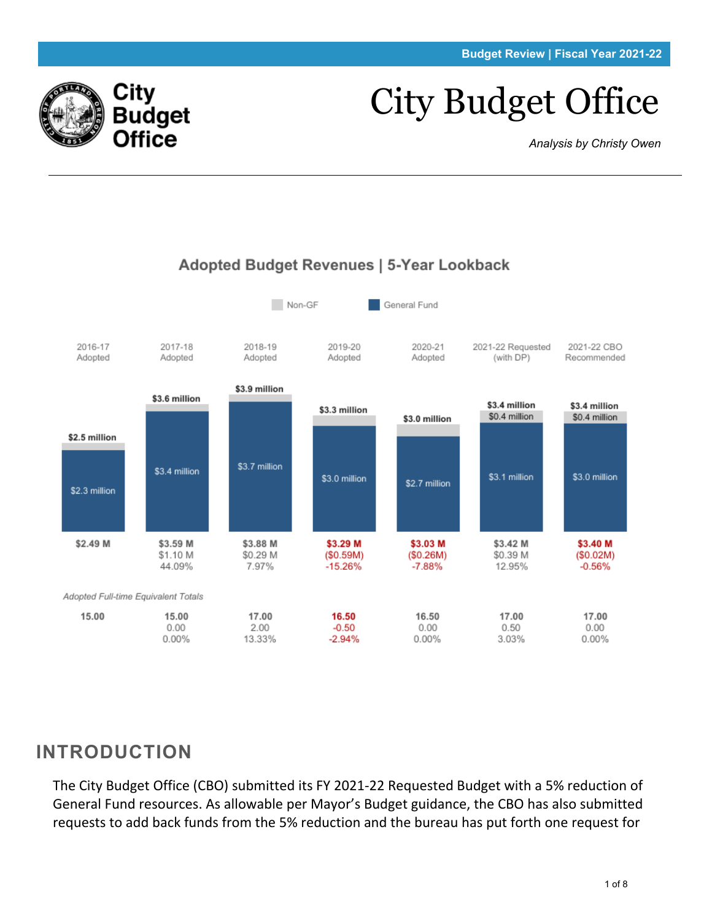Budget Review | Fiscal Year 2021-22

# City Budget Office

*Analysis by Christy Owen*

## Adopted Budget Revenues | 5-Year Lookback

Non-GF | General Fund

| | 2016-17 Adopted | 2017-18 Adopted | 2018-19 Adopted | 2019-20 Adopted | 2020-21 Adopted | 2021-22 Requested (with DP) | 2021-22 CBO Recommended |
|---|---|---|---|---|---|---|---|
| Total | $2.5 million | $3.6 million | $3.9 million | $3.3 million | $3.0 million | $3.4 million | $3.4 million |
| Non-GF | | | | | | $0.4 million | $0.4 million |
| General Fund | $2.3 million | $3.4 million | $3.7 million | $3.0 million | $2.7 million | $3.1 million | $3.0 million |
| Total | $2.49 M | $3.59 M | $3.88 M | $3.29 M | $3.03 M | $3.42 M | $3.40 M |
| Change | | $1.10 M | $0.29 M | ($0.59M) | ($0.26M) | $0.39 M | ($0.02M) |
| % Change | | 44.09% | 7.97% | -15.26% | -7.88% | 12.95% | -0.56% |

*Adopted Full-time Equivalent Totals*

| | 2016-17 Adopted | 2017-18 Adopted | 2018-19 Adopted | 2019-20 Adopted | 2020-21 Adopted | 2021-22 Requested (with DP) | 2021-22 CBO Recommended |
|---|---|---|---|---|---|---|---|
| FTE | 15.00 | 15.00 | 17.00 | 16.50 | 16.50 | 17.00 | 17.00 |
| Change | | 0.00 | 2.00 | -0.50 | 0.00 | 0.50 | 0.00 |
| % Change | | 0.00% | 13.33% | -2.94% | 0.00% | 3.03% | 0.00% |

## INTRODUCTION

The City Budget Office (CBO) submitted its FY 2021-22 Requested Budget with a 5% reduction of General Fund resources. As allowable per Mayor's Budget guidance, the CBO has also submitted requests to add back funds from the 5% reduction and the bureau has put forth one request for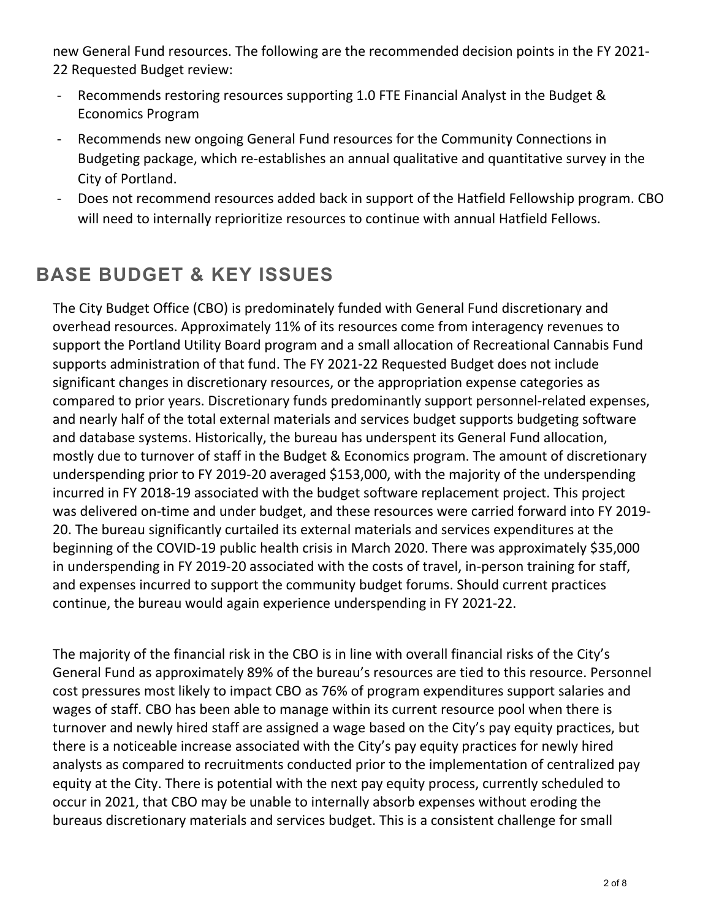new General Fund resources. The following are the recommended decision points in the FY 2021-22 Requested Budget review:

- Recommends restoring resources supporting 1.0 FTE Financial Analyst in the Budget & Economics Program
- Recommends new ongoing General Fund resources for the Community Connections in Budgeting package, which re-establishes an annual qualitative and quantitative survey in the City of Portland.
- Does not recommend resources added back in support of the Hatfield Fellowship program. CBO will need to internally reprioritize resources to continue with annual Hatfield Fellows.

## BASE BUDGET & KEY ISSUES

The City Budget Office (CBO) is predominately funded with General Fund discretionary and overhead resources. Approximately 11% of its resources come from interagency revenues to support the Portland Utility Board program and a small allocation of Recreational Cannabis Fund supports administration of that fund. The FY 2021-22 Requested Budget does not include significant changes in discretionary resources, or the appropriation expense categories as compared to prior years. Discretionary funds predominantly support personnel-related expenses, and nearly half of the total external materials and services budget supports budgeting software and database systems. Historically, the bureau has underspent its General Fund allocation, mostly due to turnover of staff in the Budget & Economics program. The amount of discretionary underspending prior to FY 2019-20 averaged $153,000, with the majority of the underspending incurred in FY 2018-19 associated with the budget software replacement project. This project was delivered on-time and under budget, and these resources were carried forward into FY 2019-20. The bureau significantly curtailed its external materials and services expenditures at the beginning of the COVID-19 public health crisis in March 2020. There was approximately $35,000 in underspending in FY 2019-20 associated with the costs of travel, in-person training for staff, and expenses incurred to support the community budget forums. Should current practices continue, the bureau would again experience underspending in FY 2021-22.

The majority of the financial risk in the CBO is in line with overall financial risks of the City's General Fund as approximately 89% of the bureau's resources are tied to this resource. Personnel cost pressures most likely to impact CBO as 76% of program expenditures support salaries and wages of staff. CBO has been able to manage within its current resource pool when there is turnover and newly hired staff are assigned a wage based on the City's pay equity practices, but there is a noticeable increase associated with the City's pay equity practices for newly hired analysts as compared to recruitments conducted prior to the implementation of centralized pay equity at the City. There is potential with the next pay equity process, currently scheduled to occur in 2021, that CBO may be unable to internally absorb expenses without eroding the bureaus discretionary materials and services budget. This is a consistent challenge for small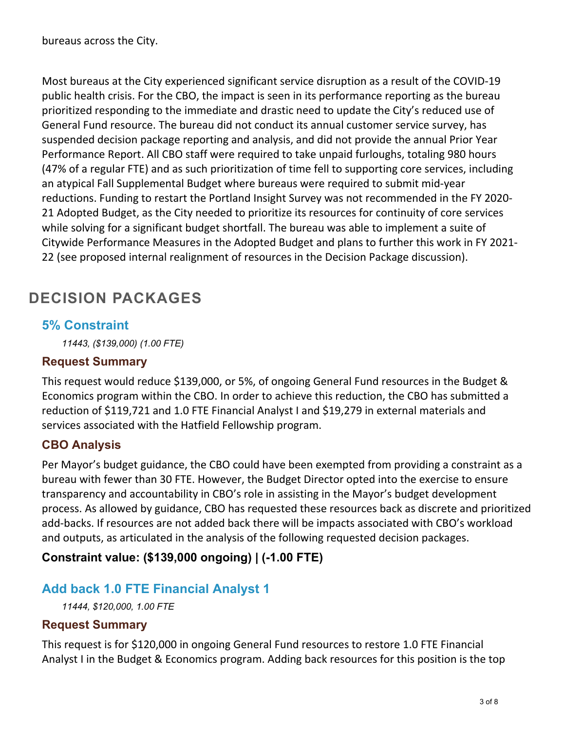bureaus across the City.

Most bureaus at the City experienced significant service disruption as a result of the COVID-19 public health crisis. For the CBO, the impact is seen in its performance reporting as the bureau prioritized responding to the immediate and drastic need to update the City's reduced use of General Fund resource. The bureau did not conduct its annual customer service survey, has suspended decision package reporting and analysis, and did not provide the annual Prior Year Performance Report. All CBO staff were required to take unpaid furloughs, totaling 980 hours (47% of a regular FTE) and as such prioritization of time fell to supporting core services, including an atypical Fall Supplemental Budget where bureaus were required to submit mid-year reductions. Funding to restart the Portland Insight Survey was not recommended in the FY 2020-21 Adopted Budget, as the City needed to prioritize its resources for continuity of core services while solving for a significant budget shortfall. The bureau was able to implement a suite of Citywide Performance Measures in the Adopted Budget and plans to further this work in FY 2021-22 (see proposed internal realignment of resources in the Decision Package discussion).

# DECISION PACKAGES

## 5% Constraint

*11443, ($139,000) (1.00 FTE)*

### Request Summary

This request would reduce $139,000, or 5%, of ongoing General Fund resources in the Budget & Economics program within the CBO. In order to achieve this reduction, the CBO has submitted a reduction of $119,721 and 1.0 FTE Financial Analyst I and $19,279 in external materials and services associated with the Hatfield Fellowship program.

### CBO Analysis

Per Mayor's budget guidance, the CBO could have been exempted from providing a constraint as a bureau with fewer than 30 FTE. However, the Budget Director opted into the exercise to ensure transparency and accountability in CBO's role in assisting in the Mayor's budget development process. As allowed by guidance, CBO has requested these resources back as discrete and prioritized add-backs. If resources are not added back there will be impacts associated with CBO's workload and outputs, as articulated in the analysis of the following requested decision packages.

**Constraint value: ($139,000 ongoing) | (-1.00 FTE)**

## Add back 1.0 FTE Financial Analyst 1

*11444, $120,000, 1.00 FTE*

### Request Summary

This request is for $120,000 in ongoing General Fund resources to restore 1.0 FTE Financial Analyst I in the Budget & Economics program. Adding back resources for this position is the top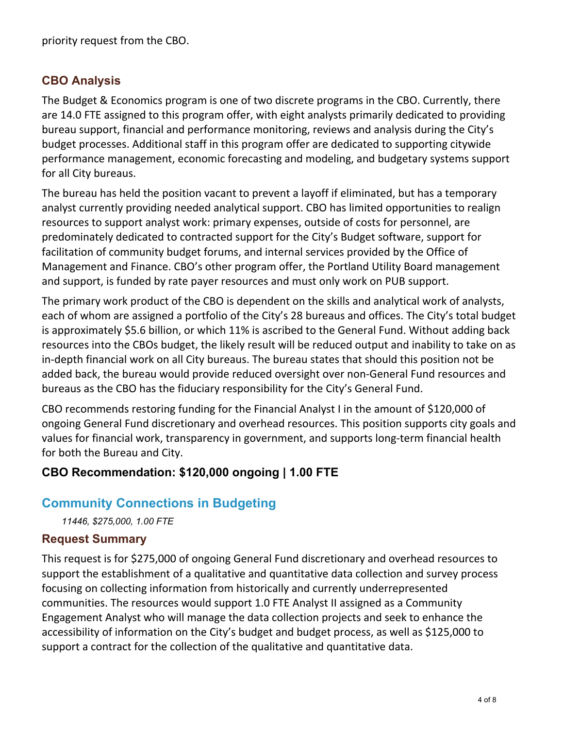priority request from the CBO.

## CBO Analysis

The Budget & Economics program is one of two discrete programs in the CBO. Currently, there are 14.0 FTE assigned to this program offer, with eight analysts primarily dedicated to providing bureau support, financial and performance monitoring, reviews and analysis during the City's budget processes. Additional staff in this program offer are dedicated to supporting citywide performance management, economic forecasting and modeling, and budgetary systems support for all City bureaus.

The bureau has held the position vacant to prevent a layoff if eliminated, but has a temporary analyst currently providing needed analytical support. CBO has limited opportunities to realign resources to support analyst work: primary expenses, outside of costs for personnel, are predominately dedicated to contracted support for the City's Budget software, support for facilitation of community budget forums, and internal services provided by the Office of Management and Finance. CBO's other program offer, the Portland Utility Board management and support, is funded by rate payer resources and must only work on PUB support.

The primary work product of the CBO is dependent on the skills and analytical work of analysts, each of whom are assigned a portfolio of the City's 28 bureaus and offices. The City's total budget is approximately $5.6 billion, or which 11% is ascribed to the General Fund. Without adding back resources into the CBOs budget, the likely result will be reduced output and inability to take on as in-depth financial work on all City bureaus. The bureau states that should this position not be added back, the bureau would provide reduced oversight over non-General Fund resources and bureaus as the CBO has the fiduciary responsibility for the City's General Fund.

CBO recommends restoring funding for the Financial Analyst I in the amount of $120,000 of ongoing General Fund discretionary and overhead resources. This position supports city goals and values for financial work, transparency in government, and supports long-term financial health for both the Bureau and City.

### CBO Recommendation: $120,000 ongoing | 1.00 FTE

## Community Connections in Budgeting

*11446, $275,000, 1.00 FTE*

### Request Summary

This request is for $275,000 of ongoing General Fund discretionary and overhead resources to support the establishment of a qualitative and quantitative data collection and survey process focusing on collecting information from historically and currently underrepresented communities. The resources would support 1.0 FTE Analyst II assigned as a Community Engagement Analyst who will manage the data collection projects and seek to enhance the accessibility of information on the City's budget and budget process, as well as $125,000 to support a contract for the collection of the qualitative and quantitative data.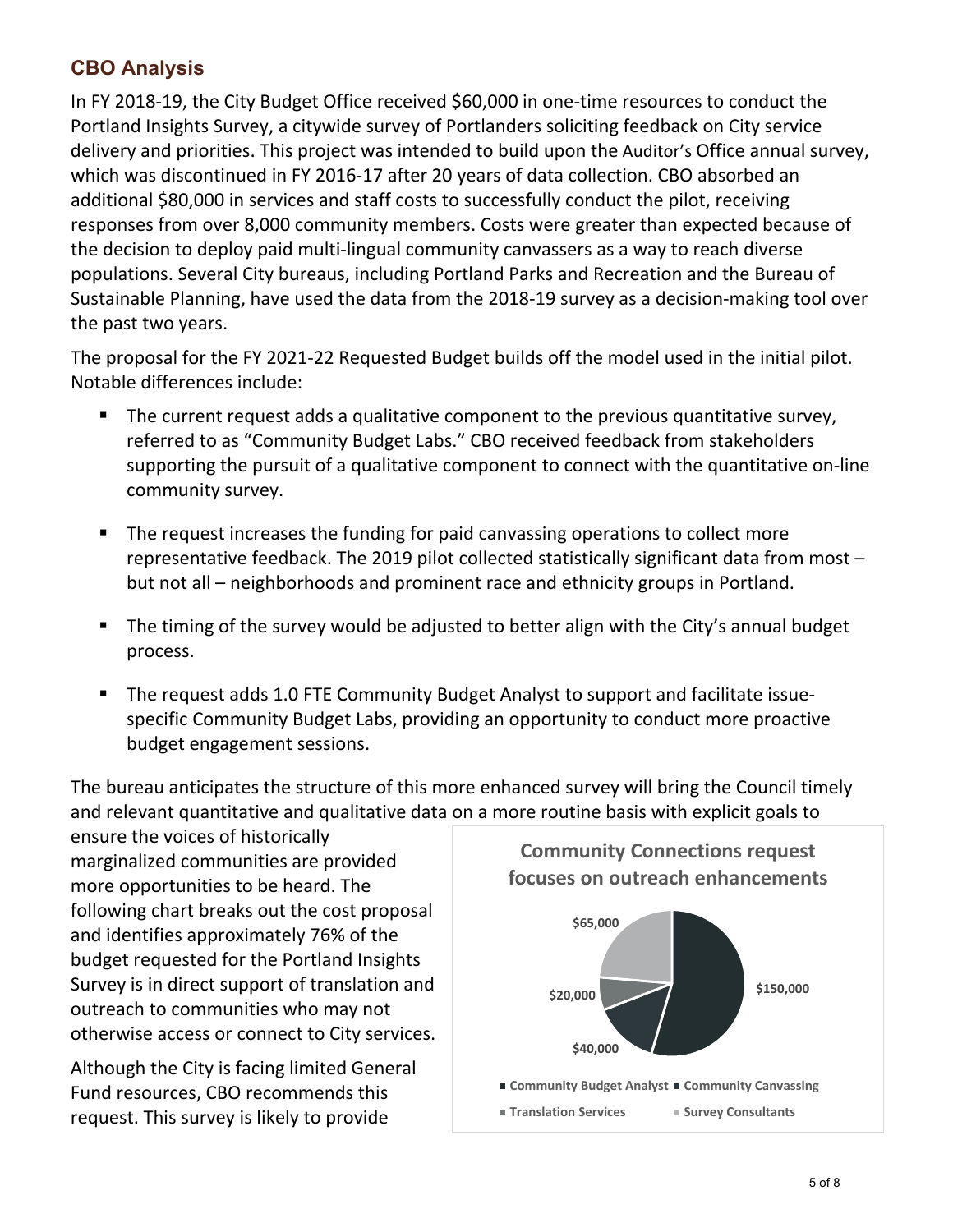## CBO Analysis

In FY 2018-19, the City Budget Office received $60,000 in one-time resources to conduct the Portland Insights Survey, a citywide survey of Portlanders soliciting feedback on City service delivery and priorities. This project was intended to build upon the Auditor's Office annual survey, which was discontinued in FY 2016-17 after 20 years of data collection. CBO absorbed an additional $80,000 in services and staff costs to successfully conduct the pilot, receiving responses from over 8,000 community members. Costs were greater than expected because of the decision to deploy paid multi-lingual community canvassers as a way to reach diverse populations. Several City bureaus, including Portland Parks and Recreation and the Bureau of Sustainable Planning, have used the data from the 2018-19 survey as a decision-making tool over the past two years.

The proposal for the FY 2021-22 Requested Budget builds off the model used in the initial pilot. Notable differences include:

- The current request adds a qualitative component to the previous quantitative survey, referred to as "Community Budget Labs." CBO received feedback from stakeholders supporting the pursuit of a qualitative component to connect with the quantitative on-line community survey.
- The request increases the funding for paid canvassing operations to collect more representative feedback. The 2019 pilot collected statistically significant data from most – but not all – neighborhoods and prominent race and ethnicity groups in Portland.
- The timing of the survey would be adjusted to better align with the City's annual budget process.
- The request adds 1.0 FTE Community Budget Analyst to support and facilitate issue-specific Community Budget Labs, providing an opportunity to conduct more proactive budget engagement sessions.

The bureau anticipates the structure of this more enhanced survey will bring the Council timely and relevant quantitative and qualitative data on a more routine basis with explicit goals to ensure the voices of historically marginalized communities are provided more opportunities to be heard. The following chart breaks out the cost proposal and identifies approximately 76% of the budget requested for the Portland Insights Survey is in direct support of translation and outreach to communities who may not otherwise access or connect to City services.

**Community Connections request focuses on outreach enhancements**

| Category | Amount |
| --- | --- |
| Community Budget Analyst | $150,000 |
| Community Canvassing | $40,000 |
| Translation Services | $20,000 |
| Survey Consultants | $65,000 |

Although the City is facing limited General Fund resources, CBO recommends this request. This survey is likely to provide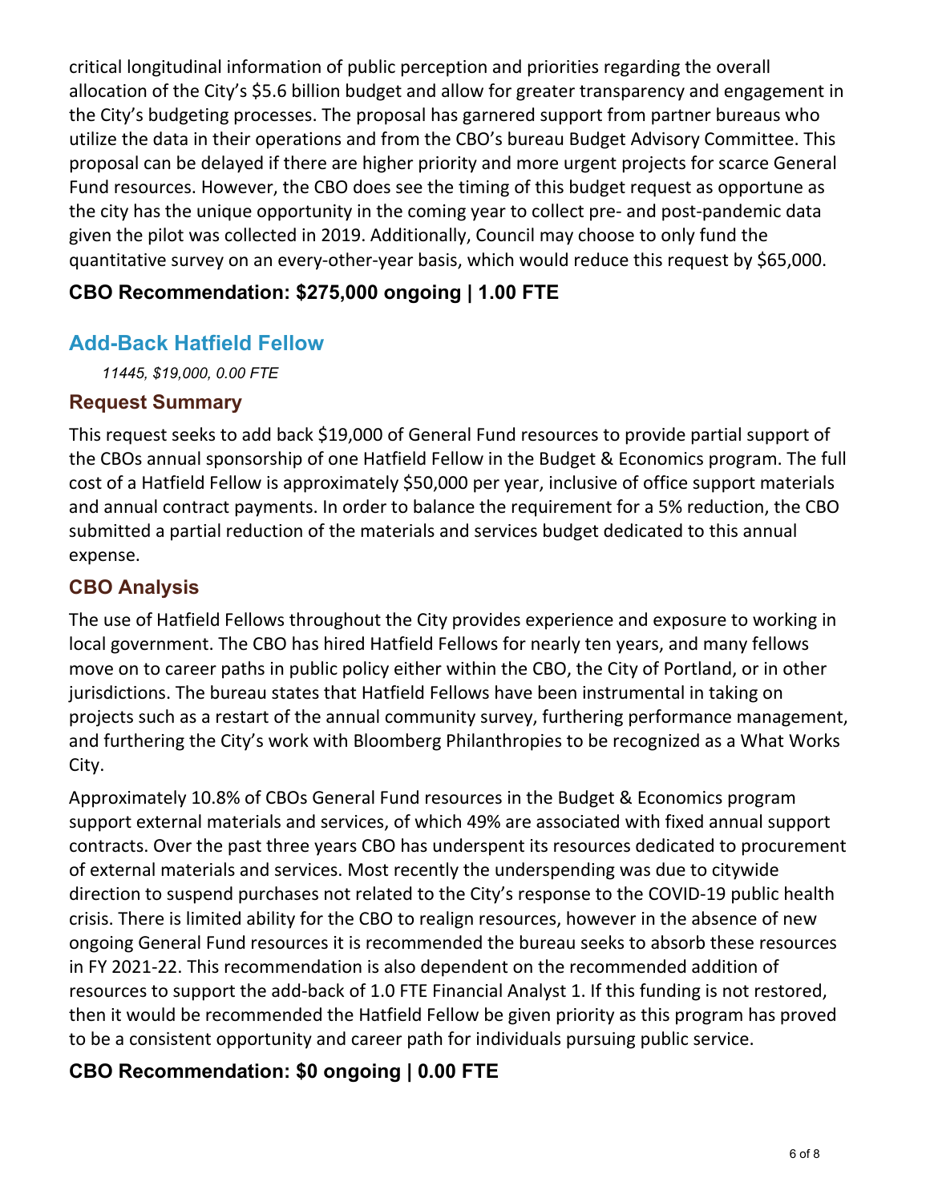critical longitudinal information of public perception and priorities regarding the overall allocation of the City's $5.6 billion budget and allow for greater transparency and engagement in the City's budgeting processes. The proposal has garnered support from partner bureaus who utilize the data in their operations and from the CBO's bureau Budget Advisory Committee. This proposal can be delayed if there are higher priority and more urgent projects for scarce General Fund resources. However, the CBO does see the timing of this budget request as opportune as the city has the unique opportunity in the coming year to collect pre- and post-pandemic data given the pilot was collected in 2019. Additionally, Council may choose to only fund the quantitative survey on an every-other-year basis, which would reduce this request by $65,000.

### CBO Recommendation: $275,000 ongoing | 1.00 FTE

## Add-Back Hatfield Fellow

*11445, $19,000, 0.00 FTE*

### Request Summary

This request seeks to add back $19,000 of General Fund resources to provide partial support of the CBOs annual sponsorship of one Hatfield Fellow in the Budget & Economics program. The full cost of a Hatfield Fellow is approximately $50,000 per year, inclusive of office support materials and annual contract payments. In order to balance the requirement for a 5% reduction, the CBO submitted a partial reduction of the materials and services budget dedicated to this annual expense.

### CBO Analysis

The use of Hatfield Fellows throughout the City provides experience and exposure to working in local government. The CBO has hired Hatfield Fellows for nearly ten years, and many fellows move on to career paths in public policy either within the CBO, the City of Portland, or in other jurisdictions. The bureau states that Hatfield Fellows have been instrumental in taking on projects such as a restart of the annual community survey, furthering performance management, and furthering the City's work with Bloomberg Philanthropies to be recognized as a What Works City.

Approximately 10.8% of CBOs General Fund resources in the Budget & Economics program support external materials and services, of which 49% are associated with fixed annual support contracts. Over the past three years CBO has underspent its resources dedicated to procurement of external materials and services. Most recently the underspending was due to citywide direction to suspend purchases not related to the City's response to the COVID-19 public health crisis. There is limited ability for the CBO to realign resources, however in the absence of new ongoing General Fund resources it is recommended the bureau seeks to absorb these resources in FY 2021-22. This recommendation is also dependent on the recommended addition of resources to support the add-back of 1.0 FTE Financial Analyst 1. If this funding is not restored, then it would be recommended the Hatfield Fellow be given priority as this program has proved to be a consistent opportunity and career path for individuals pursuing public service.

### CBO Recommendation: $0 ongoing | 0.00 FTE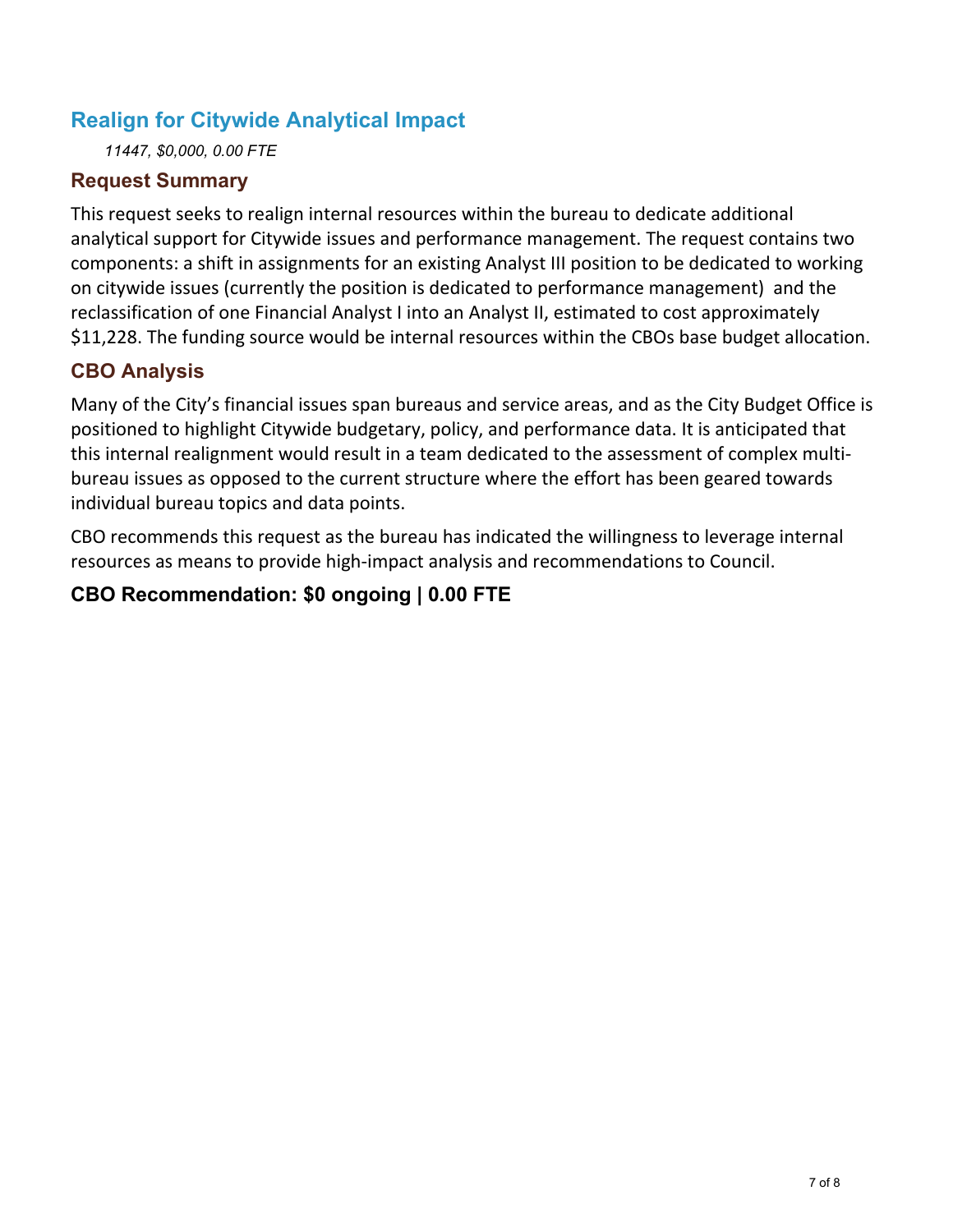## Realign for Citywide Analytical Impact

*11447, $0,000, 0.00 FTE*

### Request Summary

This request seeks to realign internal resources within the bureau to dedicate additional analytical support for Citywide issues and performance management. The request contains two components: a shift in assignments for an existing Analyst III position to be dedicated to working on citywide issues (currently the position is dedicated to performance management) and the reclassification of one Financial Analyst I into an Analyst II, estimated to cost approximately $11,228. The funding source would be internal resources within the CBOs base budget allocation.

### CBO Analysis

Many of the City's financial issues span bureaus and service areas, and as the City Budget Office is positioned to highlight Citywide budgetary, policy, and performance data. It is anticipated that this internal realignment would result in a team dedicated to the assessment of complex multi-bureau issues as opposed to the current structure where the effort has been geared towards individual bureau topics and data points.

CBO recommends this request as the bureau has indicated the willingness to leverage internal resources as means to provide high-impact analysis and recommendations to Council.

### CBO Recommendation: $0 ongoing | 0.00 FTE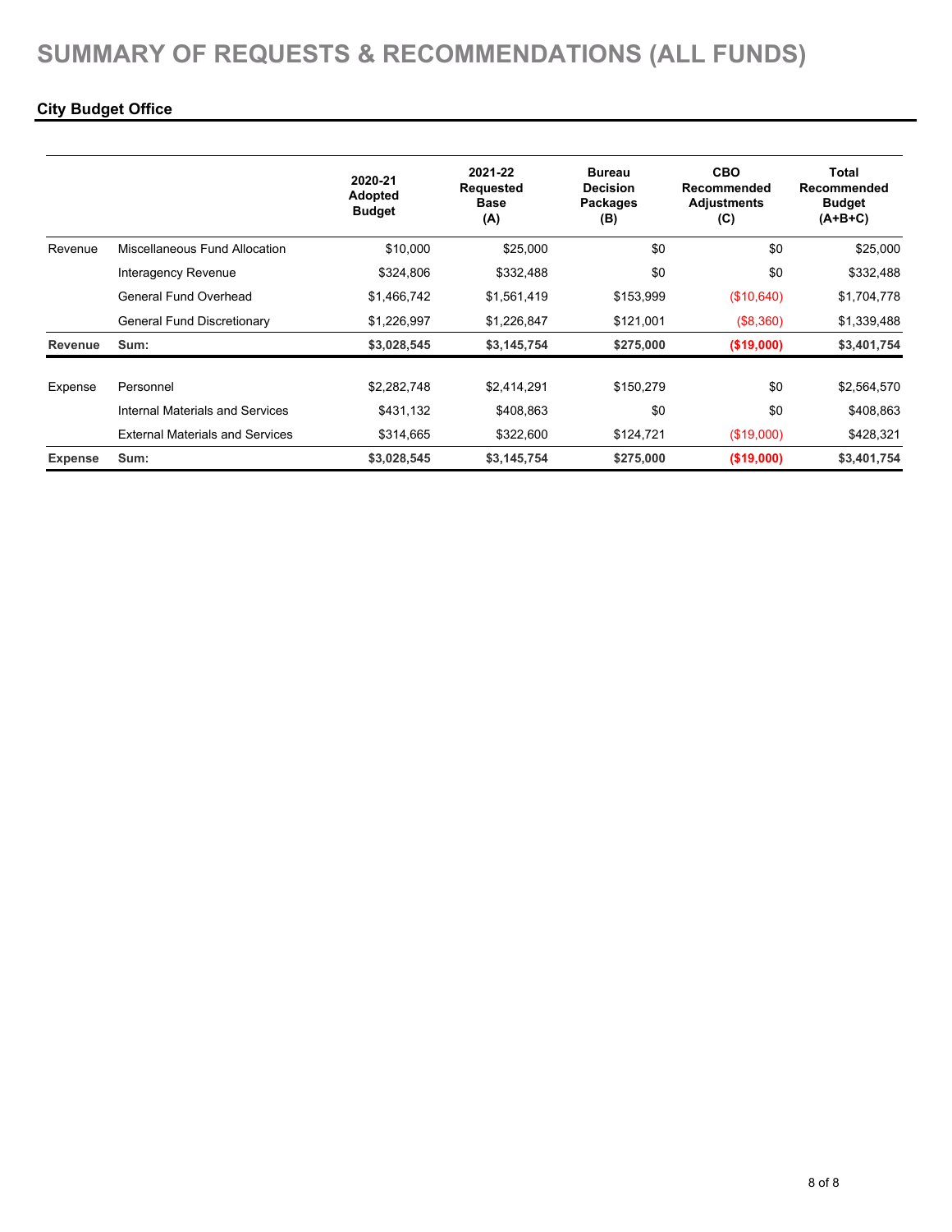# SUMMARY OF REQUESTS & RECOMMENDATIONS (ALL FUNDS)

## City Budget Office

| | | 2020-21 Adopted Budget | 2021-22 Requested Base (A) | Bureau Decision Packages (B) | CBO Recommended Adjustments (C) | Total Recommended Budget (A+B+C) |
|---|---|---|---|---|---|---|
| Revenue | Miscellaneous Fund Allocation | $10,000 | $25,000 | $0 | $0 | $25,000 |
| | Interagency Revenue | $324,806 | $332,488 | $0 | $0 | $332,488 |
| | General Fund Overhead | $1,466,742 | $1,561,419 | $153,999 | ($10,640) | $1,704,778 |
| | General Fund Discretionary | $1,226,997 | $1,226,847 | $121,001 | ($8,360) | $1,339,488 |
| **Revenue** | **Sum:** | **$3,028,545** | **$3,145,754** | **$275,000** | **($19,000)** | **$3,401,754** |
| Expense | Personnel | $2,282,748 | $2,414,291 | $150,279 | $0 | $2,564,570 |
| | Internal Materials and Services | $431,132 | $408,863 | $0 | $0 | $408,863 |
| | External Materials and Services | $314,665 | $322,600 | $124,721 | ($19,000) | $428,321 |
| **Expense** | **Sum:** | **$3,028,545** | **$3,145,754** | **$275,000** | **($19,000)** | **$3,401,754** |